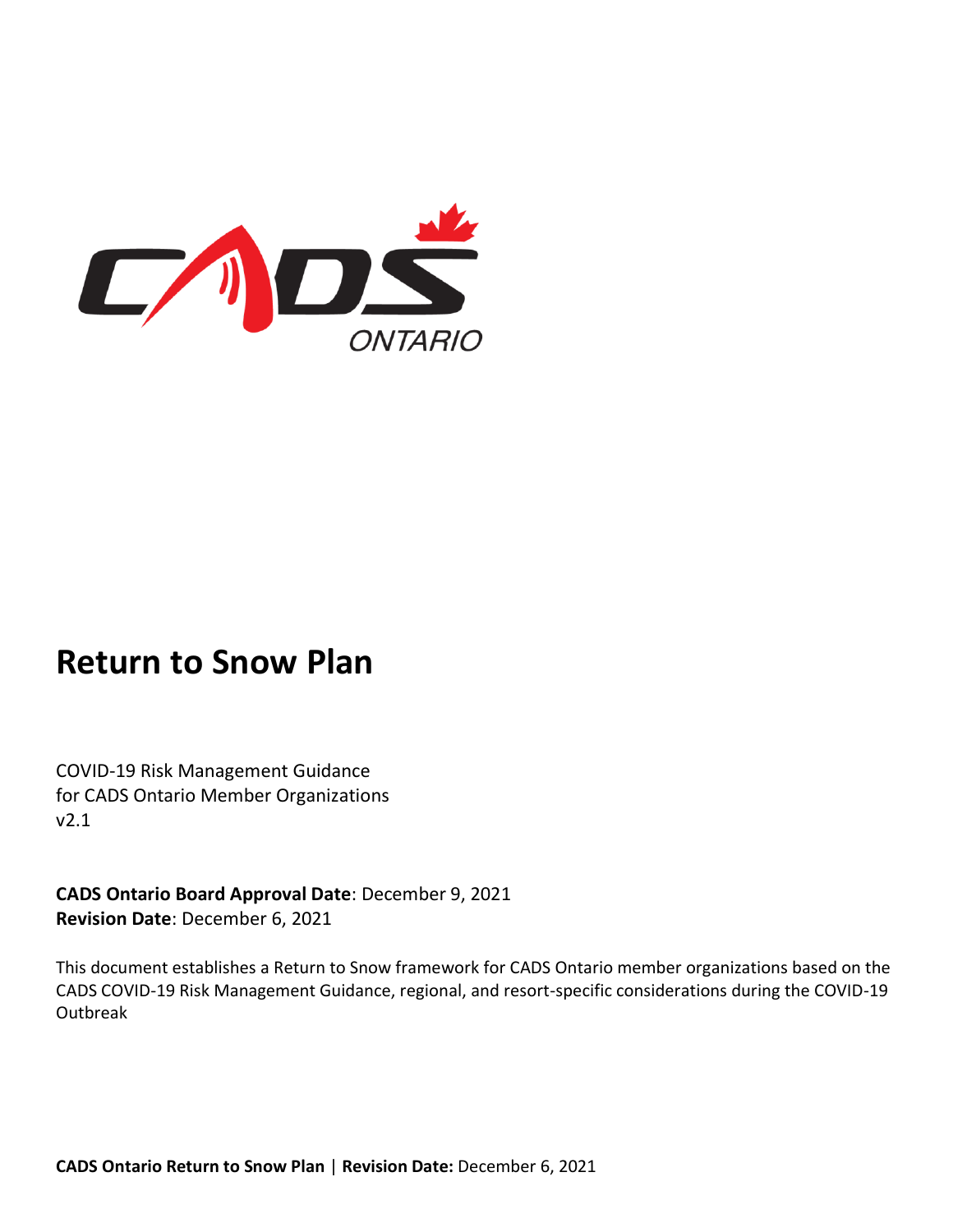# Return to Snow Plan

COVID-19 Risk Management Guidance
for CADS Ontario Member Organizations
v2.1

**CADS Ontario Board Approval Date**: December 9, 2021
**Revision Date**: December 6, 2021

This document establishes a Return to Snow framework for CADS Ontario member organizations based on the CADS COVID-19 Risk Management Guidance, regional, and resort-specific considerations during the COVID-19 Outbreak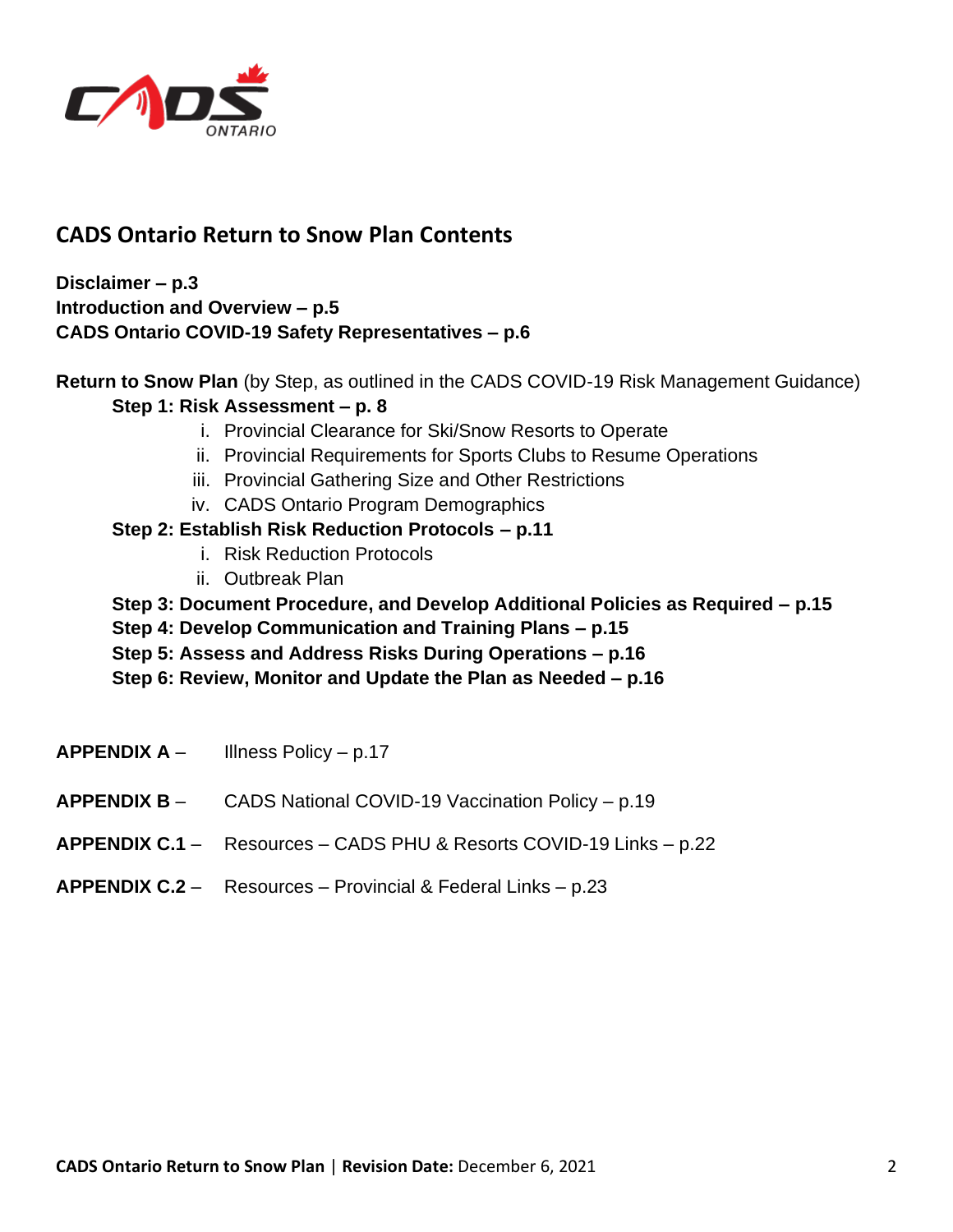## CADS Ontario Return to Snow Plan Contents

**Disclaimer – p.3**
**Introduction and Overview – p.5**
**CADS Ontario COVID-19 Safety Representatives – p.6**

**Return to Snow Plan** (by Step, as outlined in the CADS COVID-19 Risk Management Guidance)

- **Step 1: Risk Assessment – p. 8**
  1. Provincial Clearance for Ski/Snow Resorts to Operate
  2. Provincial Requirements for Sports Clubs to Resume Operations
  3. Provincial Gathering Size and Other Restrictions
  4. CADS Ontario Program Demographics
- **Step 2: Establish Risk Reduction Protocols – p.11**
  1. Risk Reduction Protocols
  2. Outbreak Plan
- **Step 3: Document Procedure, and Develop Additional Policies as Required – p.15**
- **Step 4: Develop Communication and Training Plans – p.15**
- **Step 5: Assess and Address Risks During Operations – p.16**
- **Step 6: Review, Monitor and Update the Plan as Needed – p.16**

**APPENDIX A** – Illness Policy – p.17

**APPENDIX B** – CADS National COVID-19 Vaccination Policy – p.19

**APPENDIX C.1** – Resources – CADS PHU & Resorts COVID-19 Links – p.22

**APPENDIX C.2** – Resources – Provincial & Federal Links – p.23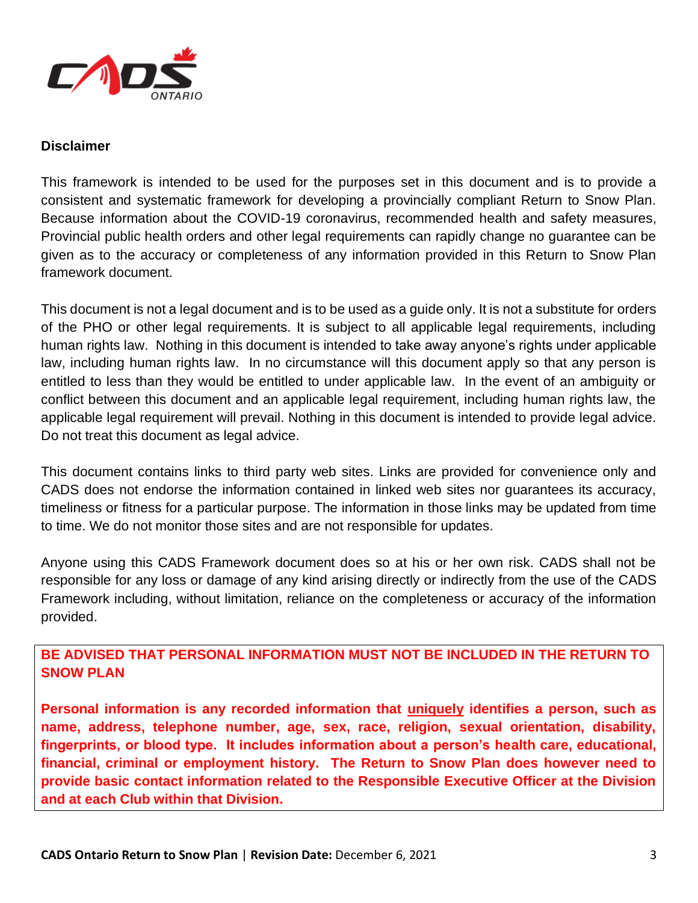## Disclaimer

This framework is intended to be used for the purposes set in this document and is to provide a consistent and systematic framework for developing a provincially compliant Return to Snow Plan. Because information about the COVID-19 coronavirus, recommended health and safety measures, Provincial public health orders and other legal requirements can rapidly change no guarantee can be given as to the accuracy or completeness of any information provided in this Return to Snow Plan framework document.

This document is not a legal document and is to be used as a guide only. It is not a substitute for orders of the PHO or other legal requirements. It is subject to all applicable legal requirements, including human rights law. Nothing in this document is intended to take away anyone's rights under applicable law, including human rights law. In no circumstance will this document apply so that any person is entitled to less than they would be entitled to under applicable law. In the event of an ambiguity or conflict between this document and an applicable legal requirement, including human rights law, the applicable legal requirement will prevail. Nothing in this document is intended to provide legal advice. Do not treat this document as legal advice.

This document contains links to third party web sites. Links are provided for convenience only and CADS does not endorse the information contained in linked web sites nor guarantees its accuracy, timeliness or fitness for a particular purpose. The information in those links may be updated from time to time. We do not monitor those sites and are not responsible for updates.

Anyone using this CADS Framework document does so at his or her own risk. CADS shall not be responsible for any loss or damage of any kind arising directly or indirectly from the use of the CADS Framework including, without limitation, reliance on the completeness or accuracy of the information provided.

**BE ADVISED THAT PERSONAL INFORMATION MUST NOT BE INCLUDED IN THE RETURN TO SNOW PLAN**

**Personal information is any recorded information that uniquely identifies a person, such as name, address, telephone number, age, sex, race, religion, sexual orientation, disability, fingerprints, or blood type. It includes information about a person's health care, educational, financial, criminal or employment history. The Return to Snow Plan does however need to provide basic contact information related to the Responsible Executive Officer at the Division and at each Club within that Division.**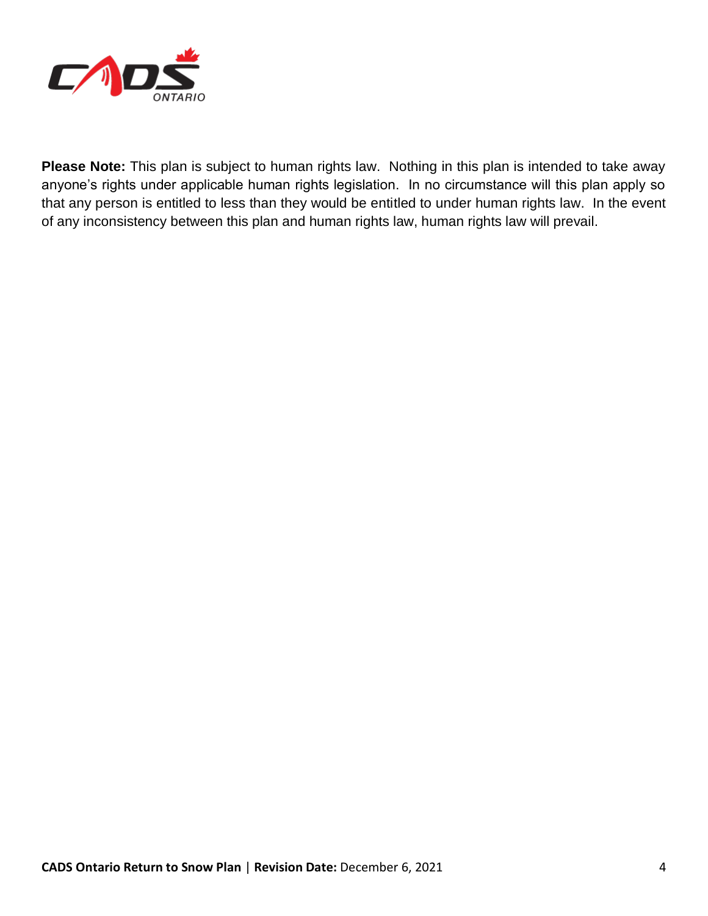**Please Note:** This plan is subject to human rights law. Nothing in this plan is intended to take away anyone's rights under applicable human rights legislation. In no circumstance will this plan apply so that any person is entitled to less than they would be entitled to under human rights law. In the event of any inconsistency between this plan and human rights law, human rights law will prevail.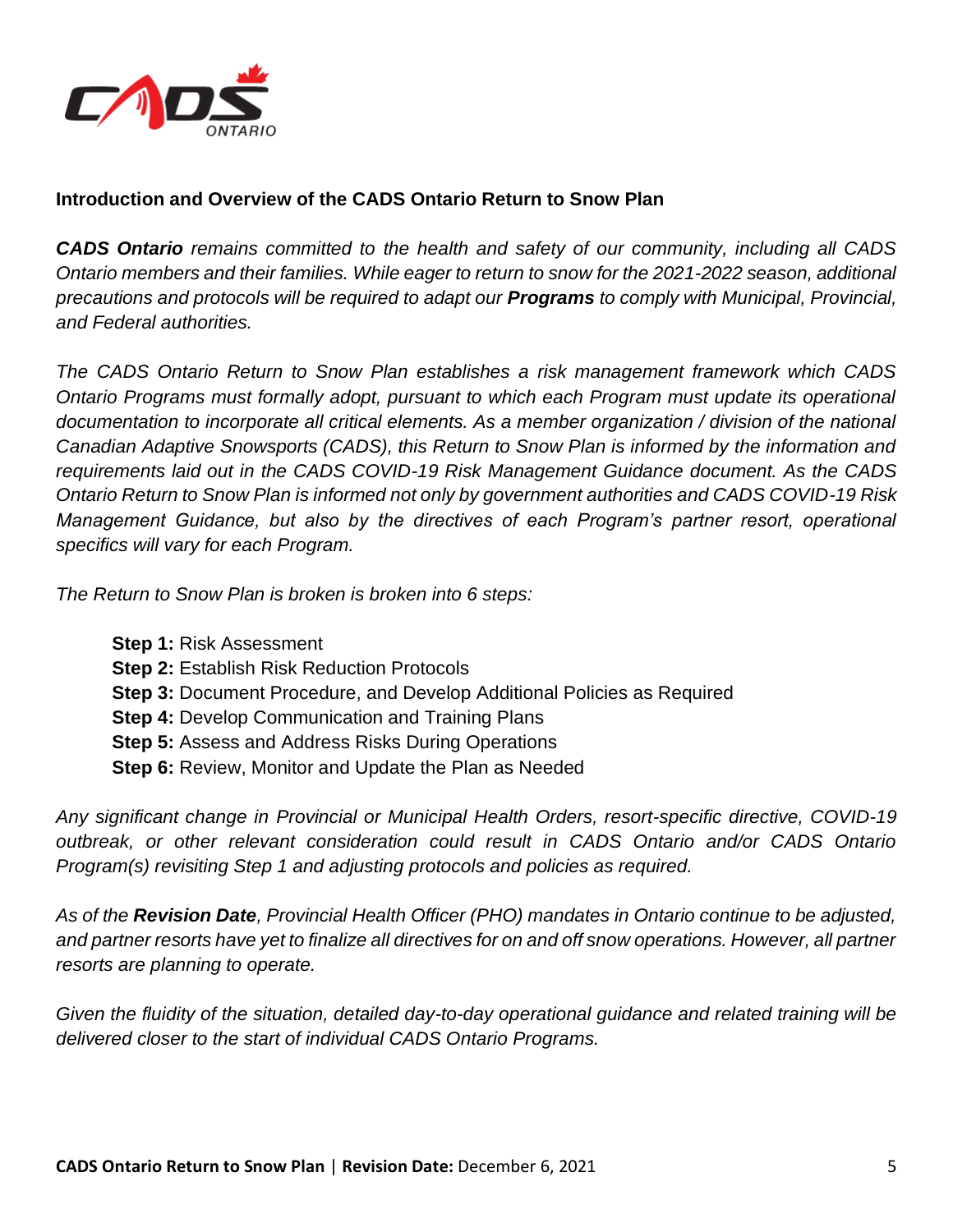## Introduction and Overview of the CADS Ontario Return to Snow Plan

***CADS Ontario** remains committed to the health and safety of our community, including all CADS Ontario members and their families. While eager to return to snow for the 2021-2022 season, additional precautions and protocols will be required to adapt our **Programs** to comply with Municipal, Provincial, and Federal authorities.*

*The CADS Ontario Return to Snow Plan establishes a risk management framework which CADS Ontario Programs must formally adopt, pursuant to which each Program must update its operational documentation to incorporate all critical elements. As a member organization / division of the national Canadian Adaptive Snowsports (CADS), this Return to Snow Plan is informed by the information and requirements laid out in the CADS COVID-19 Risk Management Guidance document. As the CADS Ontario Return to Snow Plan is informed not only by government authorities and CADS COVID-19 Risk Management Guidance, but also by the directives of each Program's partner resort, operational specifics will vary for each Program.*

*The Return to Snow Plan is broken is broken into 6 steps:*

- **Step 1:** Risk Assessment
- **Step 2:** Establish Risk Reduction Protocols
- **Step 3:** Document Procedure, and Develop Additional Policies as Required
- **Step 4:** Develop Communication and Training Plans
- **Step 5:** Assess and Address Risks During Operations
- **Step 6:** Review, Monitor and Update the Plan as Needed

*Any significant change in Provincial or Municipal Health Orders, resort-specific directive, COVID-19 outbreak, or other relevant consideration could result in CADS Ontario and/or CADS Ontario Program(s) revisiting Step 1 and adjusting protocols and policies as required.*

*As of the **Revision Date**, Provincial Health Officer (PHO) mandates in Ontario continue to be adjusted, and partner resorts have yet to finalize all directives for on and off snow operations. However, all partner resorts are planning to operate.*

*Given the fluidity of the situation, detailed day-to-day operational guidance and related training will be delivered closer to the start of individual CADS Ontario Programs.*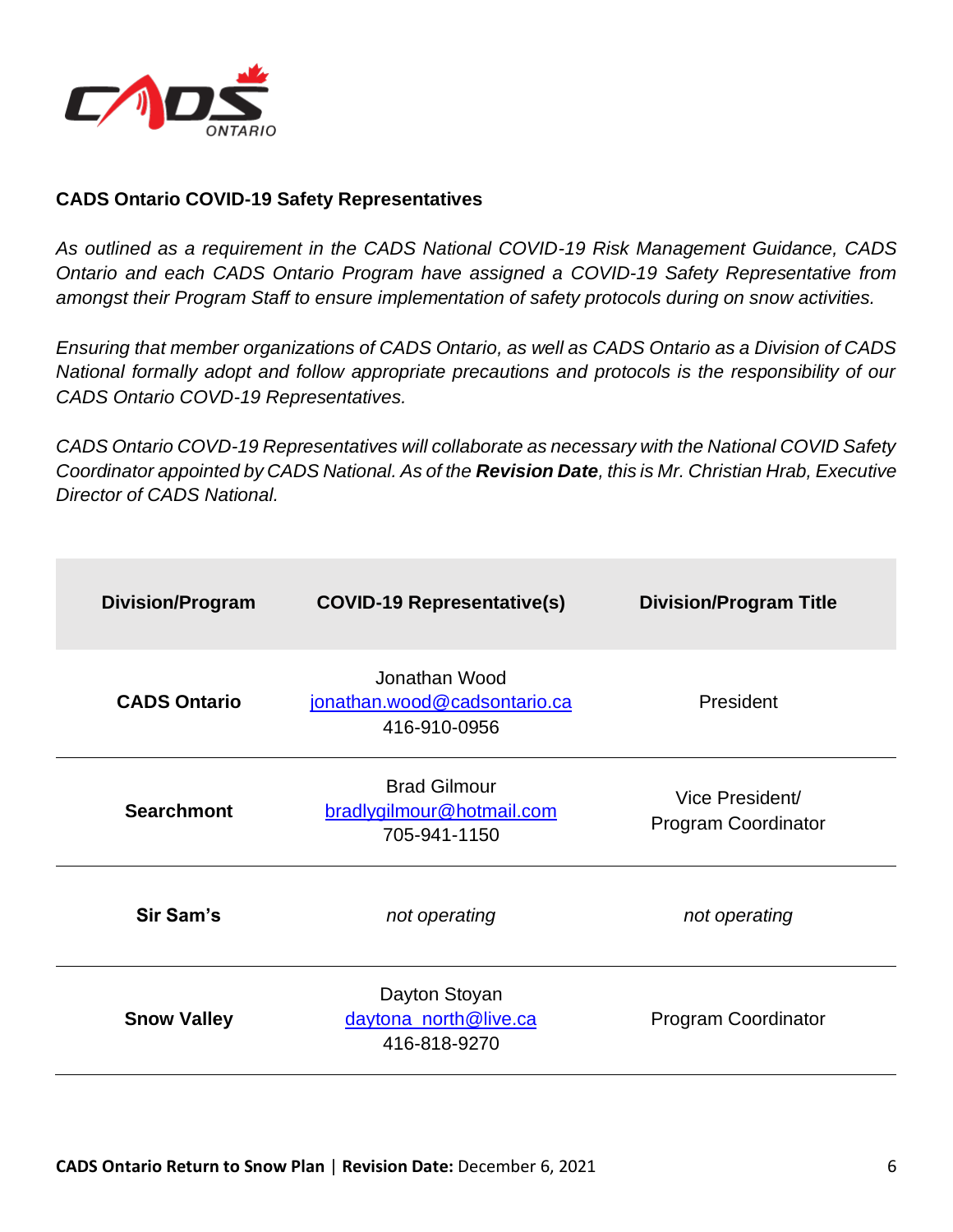## CADS Ontario COVID-19 Safety Representatives

*As outlined as a requirement in the CADS National COVID-19 Risk Management Guidance, CADS Ontario and each CADS Ontario Program have assigned a COVID-19 Safety Representative from amongst their Program Staff to ensure implementation of safety protocols during on snow activities.*

*Ensuring that member organizations of CADS Ontario, as well as CADS Ontario as a Division of CADS National formally adopt and follow appropriate precautions and protocols is the responsibility of our CADS Ontario COVD-19 Representatives.*

*CADS Ontario COVD-19 Representatives will collaborate as necessary with the National COVID Safety Coordinator appointed by CADS National. As of the **Revision Date**, this is Mr. Christian Hrab, Executive Director of CADS National.*

| Division/Program | COVID-19 Representative(s) | Division/Program Title |
|---|---|---|
| **CADS Ontario** | Jonathan Wood<br>jonathan.wood@cadsontario.ca<br>416-910-0956 | President |
| **Searchmont** | Brad Gilmour<br>bradlygilmour@hotmail.com<br>705-941-1150 | Vice President/<br>Program Coordinator |
| **Sir Sam's** | *not operating* | *not operating* |
| **Snow Valley** | Dayton Stoyan<br>daytona_north@live.ca<br>416-818-9270 | Program Coordinator |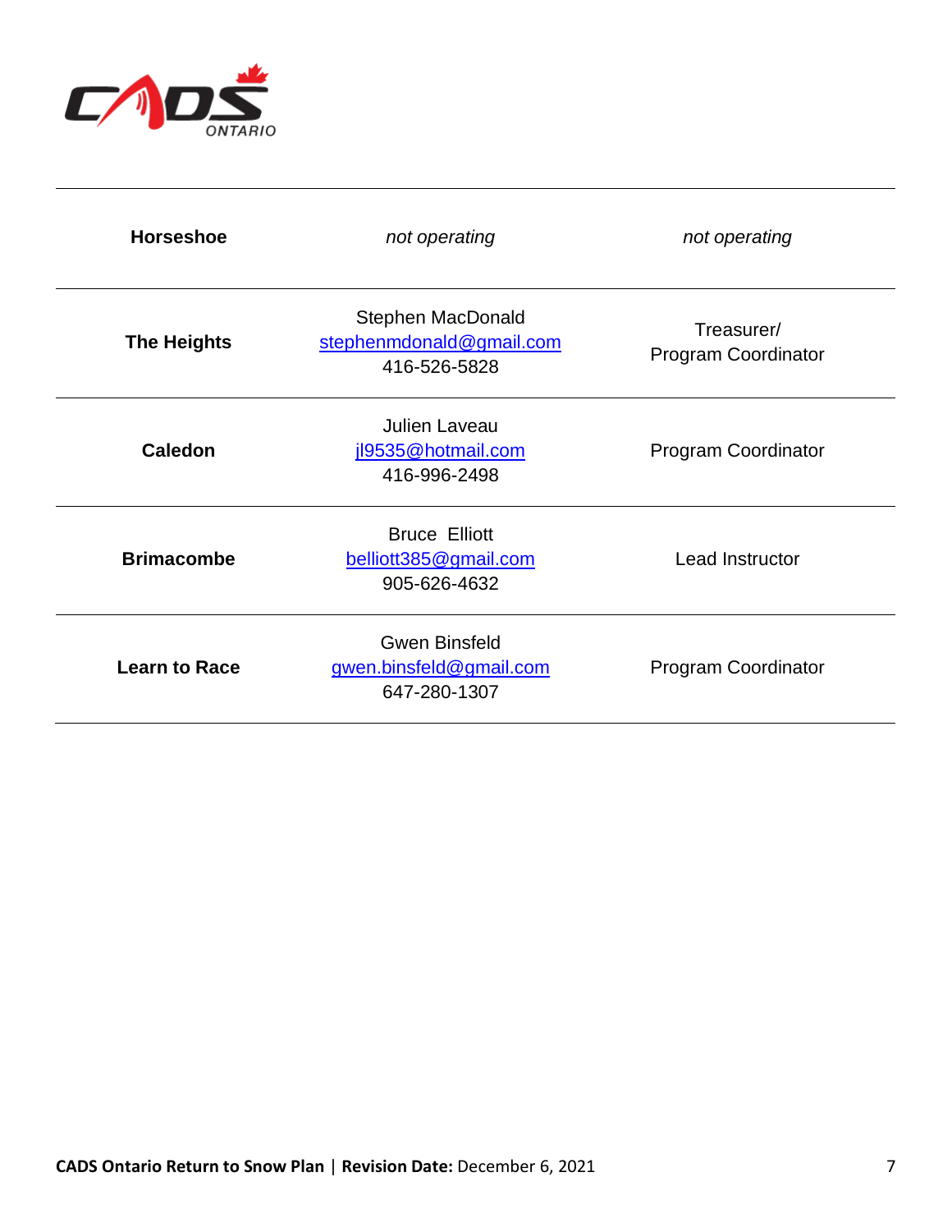| | | |
|---|---|---|
| **Horseshoe** | *not operating* | *not operating* |
| **The Heights** | Stephen MacDonald<br>stephenmdonald@gmail.com<br>416-526-5828 | Treasurer/<br>Program Coordinator |
| **Caledon** | Julien Laveau<br>jl9535@hotmail.com<br>416-996-2498 | Program Coordinator |
| **Brimacombe** | Bruce Elliott<br>belliott385@gmail.com<br>905-626-4632 | Lead Instructor |
| **Learn to Race** | Gwen Binsfeld<br>gwen.binsfeld@gmail.com<br>647-280-1307 | Program Coordinator |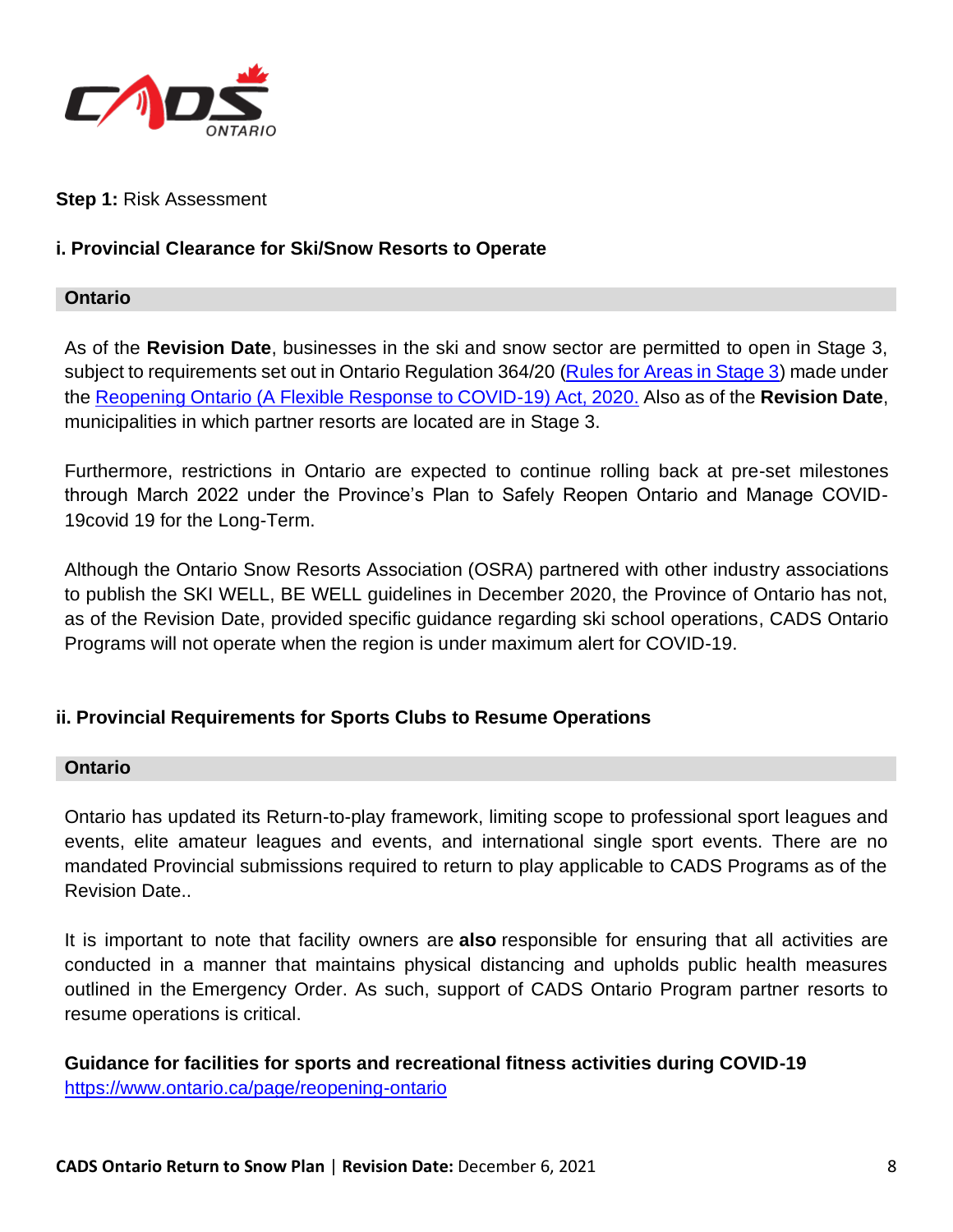**Step 1:** Risk Assessment

### i. Provincial Clearance for Ski/Snow Resorts to Operate

**Ontario**

As of the **Revision Date**, businesses in the ski and snow sector are permitted to open in Stage 3, subject to requirements set out in Ontario Regulation 364/20 ([Rules for Areas in Stage 3]()) made under the [Reopening Ontario (A Flexible Response to COVID-19) Act, 2020.]() Also as of the **Revision Date**, municipalities in which partner resorts are located are in Stage 3.

Furthermore, restrictions in Ontario are expected to continue rolling back at pre-set milestones through March 2022 under the Province's Plan to Safely Reopen Ontario and Manage COVID-19covid 19 for the Long-Term.

Although the Ontario Snow Resorts Association (OSRA) partnered with other industry associations to publish the SKI WELL, BE WELL guidelines in December 2020, the Province of Ontario has not, as of the Revision Date, provided specific guidance regarding ski school operations, CADS Ontario Programs will not operate when the region is under maximum alert for COVID-19.

### ii. Provincial Requirements for Sports Clubs to Resume Operations

**Ontario**

Ontario has updated its Return-to-play framework, limiting scope to professional sport leagues and events, elite amateur leagues and events, and international single sport events. There are no mandated Provincial submissions required to return to play applicable to CADS Programs as of the Revision Date..

It is important to note that facility owners are **also** responsible for ensuring that all activities are conducted in a manner that maintains physical distancing and upholds public health measures outlined in the Emergency Order. As such, support of CADS Ontario Program partner resorts to resume operations is critical.

**Guidance for facilities for sports and recreational fitness activities during COVID-19**
https://www.ontario.ca/page/reopening-ontario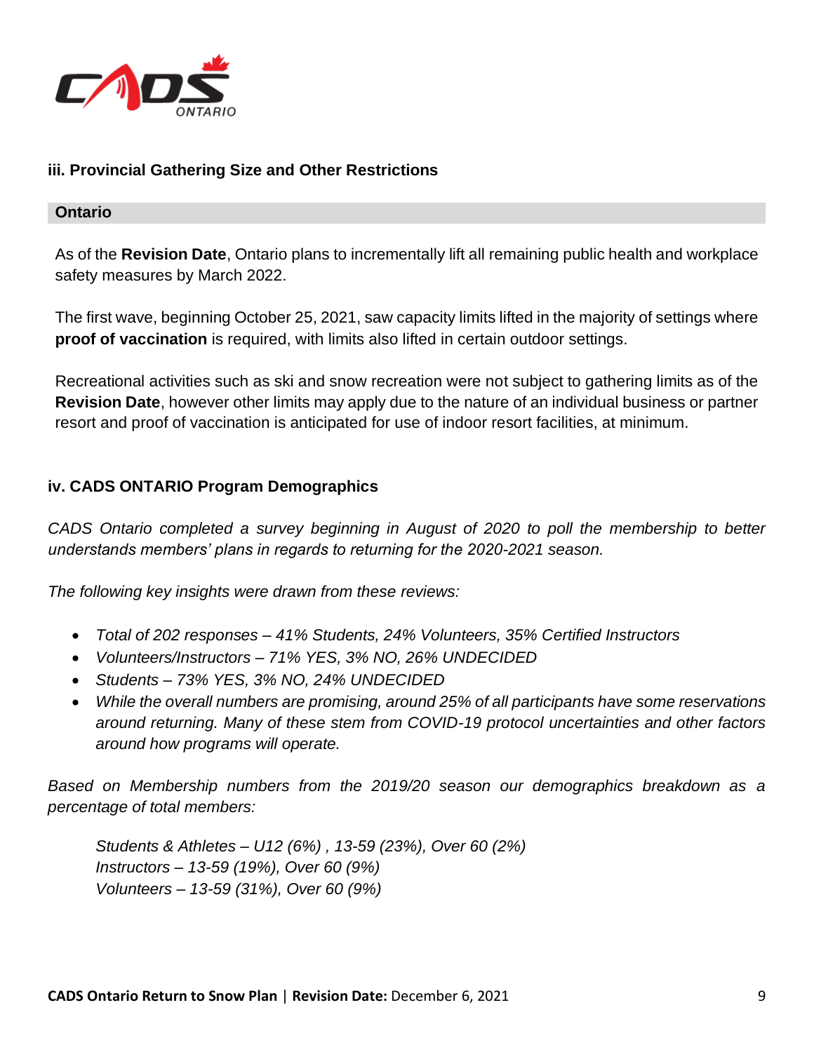### iii. Provincial Gathering Size and Other Restrictions

**Ontario**

As of the **Revision Date**, Ontario plans to incrementally lift all remaining public health and workplace safety measures by March 2022.

The first wave, beginning October 25, 2021, saw capacity limits lifted in the majority of settings where **proof of vaccination** is required, with limits also lifted in certain outdoor settings.

Recreational activities such as ski and snow recreation were not subject to gathering limits as of the **Revision Date**, however other limits may apply due to the nature of an individual business or partner resort and proof of vaccination is anticipated for use of indoor resort facilities, at minimum.

### iv. CADS ONTARIO Program Demographics

*CADS Ontario completed a survey beginning in August of 2020 to poll the membership to better understands members' plans in regards to returning for the 2020-2021 season.*

*The following key insights were drawn from these reviews:*

- *Total of 202 responses – 41% Students, 24% Volunteers, 35% Certified Instructors*
- *Volunteers/Instructors – 71% YES, 3% NO, 26% UNDECIDED*
- *Students – 73% YES, 3% NO, 24% UNDECIDED*
- *While the overall numbers are promising, around 25% of all participants have some reservations around returning. Many of these stem from COVID-19 protocol uncertainties and other factors around how programs will operate.*

*Based on Membership numbers from the 2019/20 season our demographics breakdown as a percentage of total members:*

*Students & Athletes – U12 (6%) , 13-59 (23%), Over 60 (2%)*
*Instructors – 13-59 (19%), Over 60 (9%)*
*Volunteers – 13-59 (31%), Over 60 (9%)*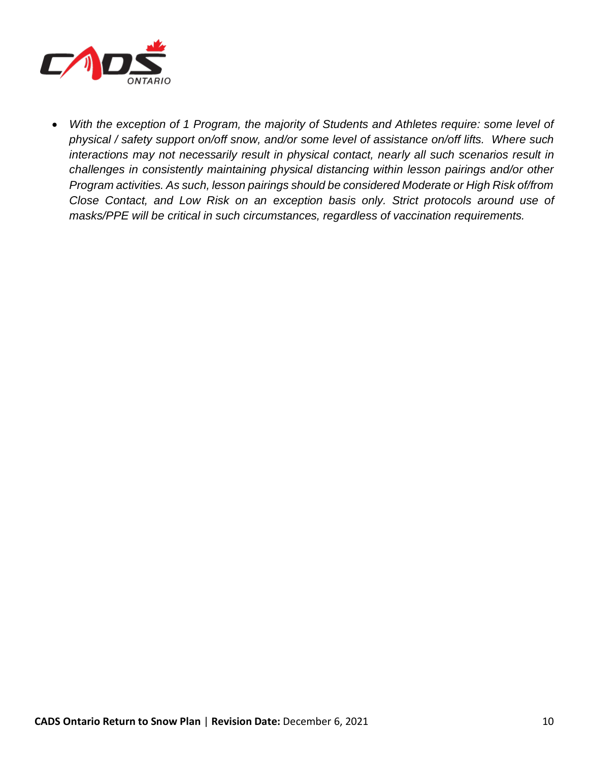- *With the exception of 1 Program, the majority of Students and Athletes require: some level of physical / safety support on/off snow, and/or some level of assistance on/off lifts. Where such interactions may not necessarily result in physical contact, nearly all such scenarios result in challenges in consistently maintaining physical distancing within lesson pairings and/or other Program activities. As such, lesson pairings should be considered Moderate or High Risk of/from Close Contact, and Low Risk on an exception basis only. Strict protocols around use of masks/PPE will be critical in such circumstances, regardless of vaccination requirements.*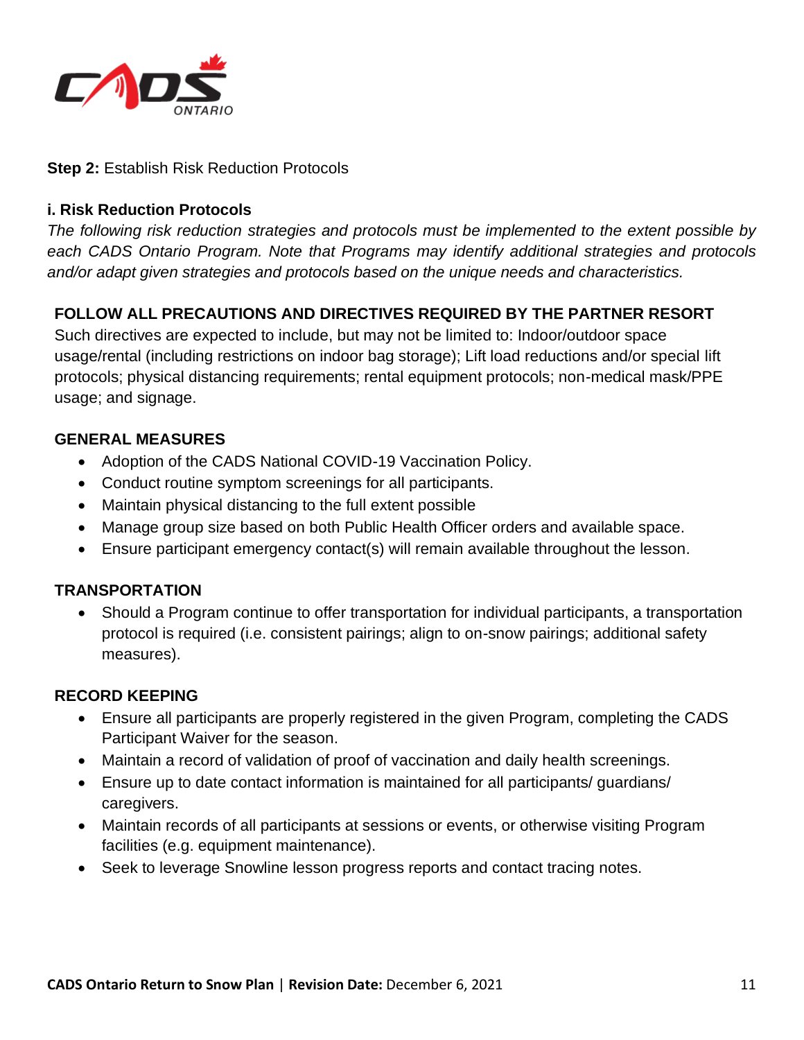**Step 2:** Establish Risk Reduction Protocols

### i. Risk Reduction Protocols

*The following risk reduction strategies and protocols must be implemented to the extent possible by each CADS Ontario Program. Note that Programs may identify additional strategies and protocols and/or adapt given strategies and protocols based on the unique needs and characteristics.*

**FOLLOW ALL PRECAUTIONS AND DIRECTIVES REQUIRED BY THE PARTNER RESORT**

Such directives are expected to include, but may not be limited to: Indoor/outdoor space usage/rental (including restrictions on indoor bag storage); Lift load reductions and/or special lift protocols; physical distancing requirements; rental equipment protocols; non-medical mask/PPE usage; and signage.

**GENERAL MEASURES**

- Adoption of the CADS National COVID-19 Vaccination Policy.
- Conduct routine symptom screenings for all participants.
- Maintain physical distancing to the full extent possible
- Manage group size based on both Public Health Officer orders and available space.
- Ensure participant emergency contact(s) will remain available throughout the lesson.

**TRANSPORTATION**

- Should a Program continue to offer transportation for individual participants, a transportation protocol is required (i.e. consistent pairings; align to on-snow pairings; additional safety measures).

**RECORD KEEPING**

- Ensure all participants are properly registered in the given Program, completing the CADS Participant Waiver for the season.
- Maintain a record of validation of proof of vaccination and daily health screenings.
- Ensure up to date contact information is maintained for all participants/ guardians/ caregivers.
- Maintain records of all participants at sessions or events, or otherwise visiting Program facilities (e.g. equipment maintenance).
- Seek to leverage Snowline lesson progress reports and contact tracing notes.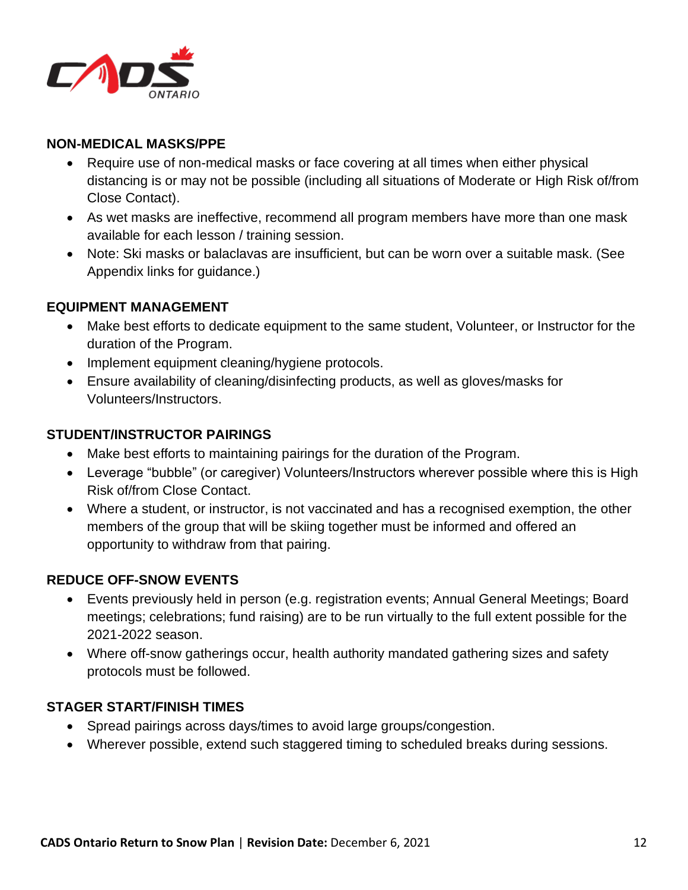## NON-MEDICAL MASKS/PPE

- Require use of non-medical masks or face covering at all times when either physical distancing is or may not be possible (including all situations of Moderate or High Risk of/from Close Contact).
- As wet masks are ineffective, recommend all program members have more than one mask available for each lesson / training session.
- Note: Ski masks or balaclavas are insufficient, but can be worn over a suitable mask. (See Appendix links for guidance.)

## EQUIPMENT MANAGEMENT

- Make best efforts to dedicate equipment to the same student, Volunteer, or Instructor for the duration of the Program.
- Implement equipment cleaning/hygiene protocols.
- Ensure availability of cleaning/disinfecting products, as well as gloves/masks for Volunteers/Instructors.

## STUDENT/INSTRUCTOR PAIRINGS

- Make best efforts to maintaining pairings for the duration of the Program.
- Leverage "bubble" (or caregiver) Volunteers/Instructors wherever possible where this is High Risk of/from Close Contact.
- Where a student, or instructor, is not vaccinated and has a recognised exemption, the other members of the group that will be skiing together must be informed and offered an opportunity to withdraw from that pairing.

## REDUCE OFF-SNOW EVENTS

- Events previously held in person (e.g. registration events; Annual General Meetings; Board meetings; celebrations; fund raising) are to be run virtually to the full extent possible for the 2021-2022 season.
- Where off-snow gatherings occur, health authority mandated gathering sizes and safety protocols must be followed.

## STAGER START/FINISH TIMES

- Spread pairings across days/times to avoid large groups/congestion.
- Wherever possible, extend such staggered timing to scheduled breaks during sessions.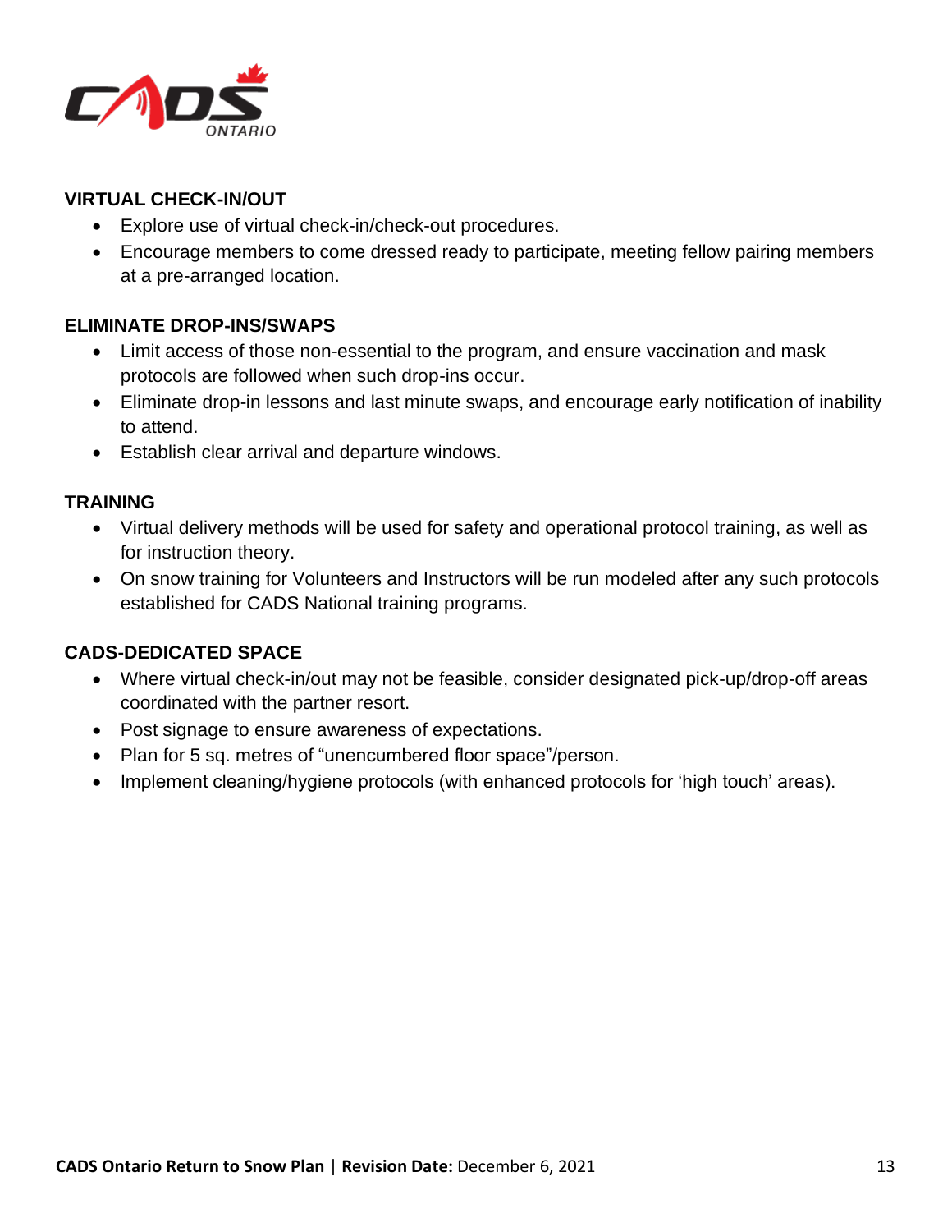## VIRTUAL CHECK-IN/OUT

- Explore use of virtual check-in/check-out procedures.
- Encourage members to come dressed ready to participate, meeting fellow pairing members at a pre-arranged location.

## ELIMINATE DROP-INS/SWAPS

- Limit access of those non-essential to the program, and ensure vaccination and mask protocols are followed when such drop-ins occur.
- Eliminate drop-in lessons and last minute swaps, and encourage early notification of inability to attend.
- Establish clear arrival and departure windows.

## TRAINING

- Virtual delivery methods will be used for safety and operational protocol training, as well as for instruction theory.
- On snow training for Volunteers and Instructors will be run modeled after any such protocols established for CADS National training programs.

## CADS-DEDICATED SPACE

- Where virtual check-in/out may not be feasible, consider designated pick-up/drop-off areas coordinated with the partner resort.
- Post signage to ensure awareness of expectations.
- Plan for 5 sq. metres of "unencumbered floor space"/person.
- Implement cleaning/hygiene protocols (with enhanced protocols for 'high touch' areas).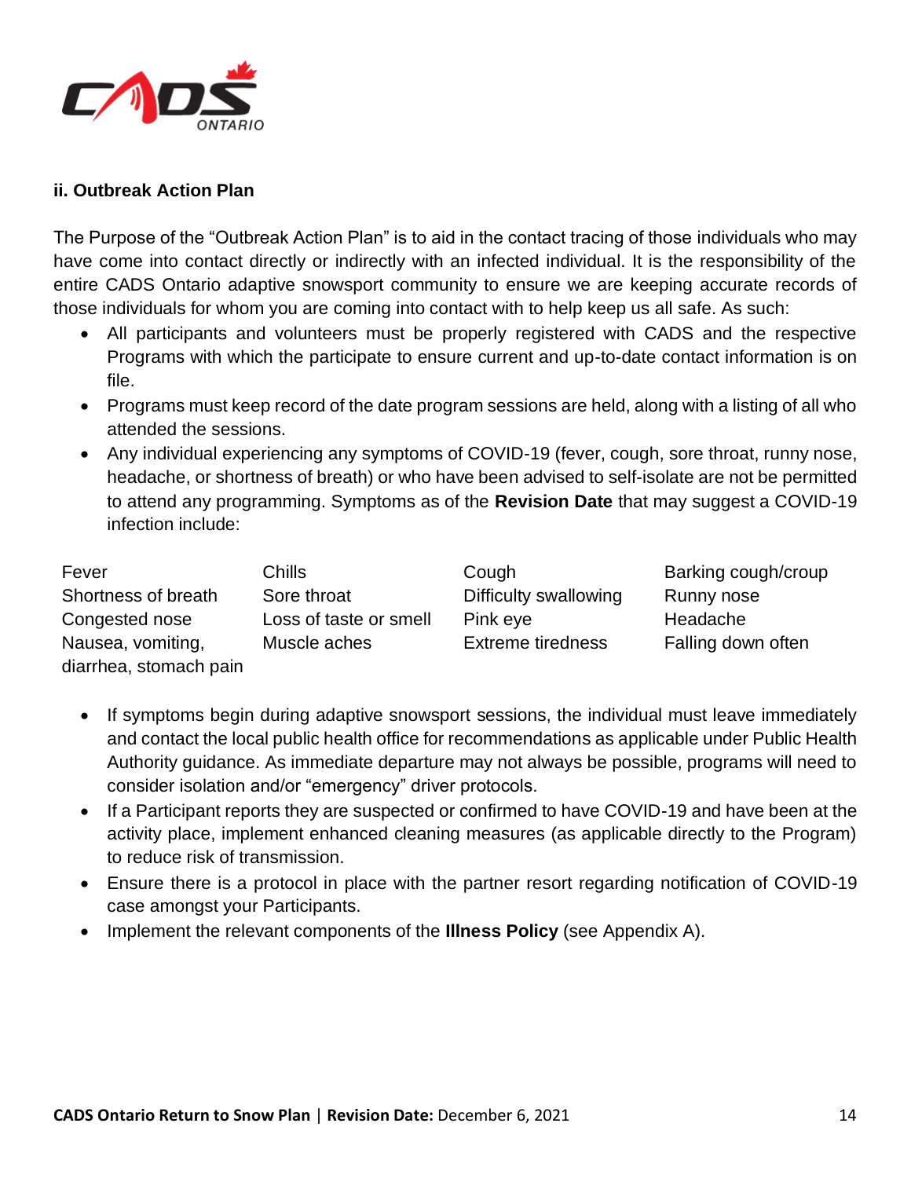### ii. Outbreak Action Plan

The Purpose of the "Outbreak Action Plan" is to aid in the contact tracing of those individuals who may have come into contact directly or indirectly with an infected individual. It is the responsibility of the entire CADS Ontario adaptive snowsport community to ensure we are keeping accurate records of those individuals for whom you are coming into contact with to help keep us all safe. As such:

- All participants and volunteers must be properly registered with CADS and the respective Programs with which the participate to ensure current and up-to-date contact information is on file.
- Programs must keep record of the date program sessions are held, along with a listing of all who attended the sessions.
- Any individual experiencing any symptoms of COVID-19 (fever, cough, sore throat, runny nose, headache, or shortness of breath) or who have been advised to self-isolate are not be permitted to attend any programming. Symptoms as of the **Revision Date** that may suggest a COVID-19 infection include:

| | | | |
|---|---|---|---|
| Fever | Chills | Cough | Barking cough/croup |
| Shortness of breath | Sore throat | Difficulty swallowing | Runny nose |
| Congested nose | Loss of taste or smell | Pink eye | Headache |
| Nausea, vomiting, diarrhea, stomach pain | Muscle aches | Extreme tiredness | Falling down often |

- If symptoms begin during adaptive snowsport sessions, the individual must leave immediately and contact the local public health office for recommendations as applicable under Public Health Authority guidance. As immediate departure may not always be possible, programs will need to consider isolation and/or "emergency" driver protocols.
- If a Participant reports they are suspected or confirmed to have COVID-19 and have been at the activity place, implement enhanced cleaning measures (as applicable directly to the Program) to reduce risk of transmission.
- Ensure there is a protocol in place with the partner resort regarding notification of COVID-19 case amongst your Participants.
- Implement the relevant components of the **Illness Policy** (see Appendix A).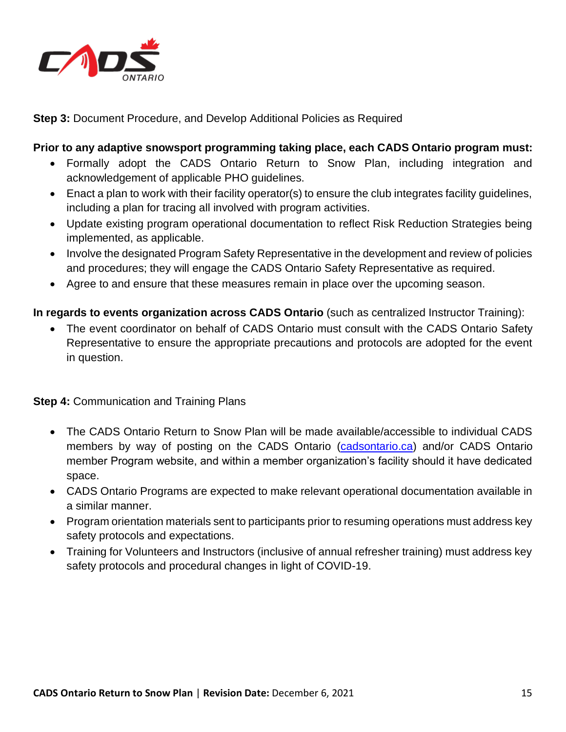**Step 3:** Document Procedure, and Develop Additional Policies as Required

**Prior to any adaptive snowsport programming taking place, each CADS Ontario program must:**

- Formally adopt the CADS Ontario Return to Snow Plan, including integration and acknowledgement of applicable PHO guidelines.
- Enact a plan to work with their facility operator(s) to ensure the club integrates facility guidelines, including a plan for tracing all involved with program activities.
- Update existing program operational documentation to reflect Risk Reduction Strategies being implemented, as applicable.
- Involve the designated Program Safety Representative in the development and review of policies and procedures; they will engage the CADS Ontario Safety Representative as required.
- Agree to and ensure that these measures remain in place over the upcoming season.

**In regards to events organization across CADS Ontario** (such as centralized Instructor Training):

- The event coordinator on behalf of CADS Ontario must consult with the CADS Ontario Safety Representative to ensure the appropriate precautions and protocols are adopted for the event in question.

**Step 4:** Communication and Training Plans

- The CADS Ontario Return to Snow Plan will be made available/accessible to individual CADS members by way of posting on the CADS Ontario (cadsontario.ca) and/or CADS Ontario member Program website, and within a member organization's facility should it have dedicated space.
- CADS Ontario Programs are expected to make relevant operational documentation available in a similar manner.
- Program orientation materials sent to participants prior to resuming operations must address key safety protocols and expectations.
- Training for Volunteers and Instructors (inclusive of annual refresher training) must address key safety protocols and procedural changes in light of COVID-19.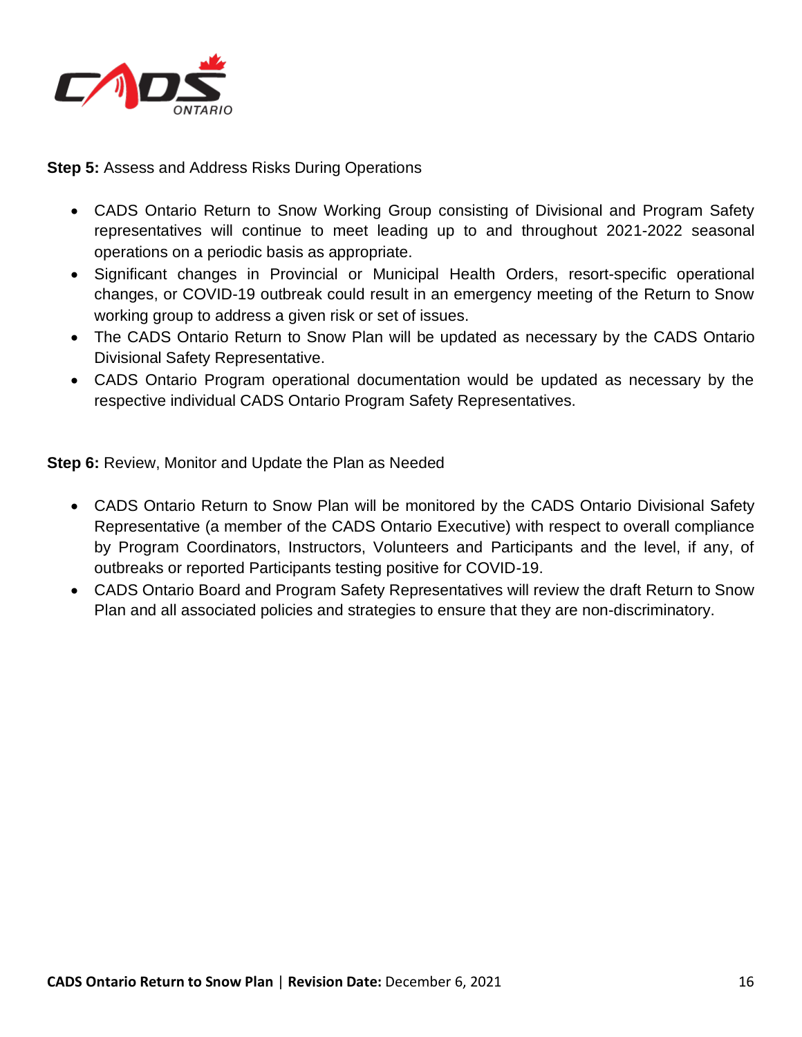**Step 5:** Assess and Address Risks During Operations

- CADS Ontario Return to Snow Working Group consisting of Divisional and Program Safety representatives will continue to meet leading up to and throughout 2021-2022 seasonal operations on a periodic basis as appropriate.
- Significant changes in Provincial or Municipal Health Orders, resort-specific operational changes, or COVID-19 outbreak could result in an emergency meeting of the Return to Snow working group to address a given risk or set of issues.
- The CADS Ontario Return to Snow Plan will be updated as necessary by the CADS Ontario Divisional Safety Representative.
- CADS Ontario Program operational documentation would be updated as necessary by the respective individual CADS Ontario Program Safety Representatives.

**Step 6:** Review, Monitor and Update the Plan as Needed

- CADS Ontario Return to Snow Plan will be monitored by the CADS Ontario Divisional Safety Representative (a member of the CADS Ontario Executive) with respect to overall compliance by Program Coordinators, Instructors, Volunteers and Participants and the level, if any, of outbreaks or reported Participants testing positive for COVID-19.
- CADS Ontario Board and Program Safety Representatives will review the draft Return to Snow Plan and all associated policies and strategies to ensure that they are non-discriminatory.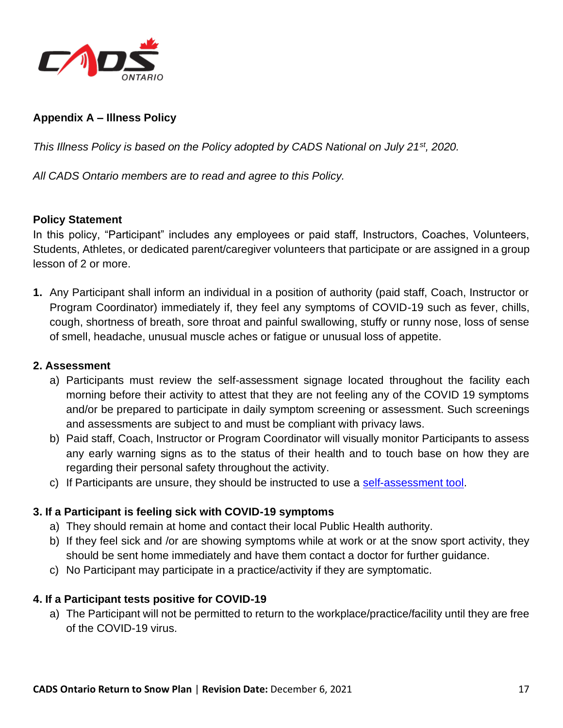## Appendix A – Illness Policy

*This Illness Policy is based on the Policy adopted by CADS National on July 21st, 2020.*

*All CADS Ontario members are to read and agree to this Policy.*

### Policy Statement

In this policy, "Participant" includes any employees or paid staff, Instructors, Coaches, Volunteers, Students, Athletes, or dedicated parent/caregiver volunteers that participate or are assigned in a group lesson of 2 or more.

**1.** Any Participant shall inform an individual in a position of authority (paid staff, Coach, Instructor or Program Coordinator) immediately if, they feel any symptoms of COVID-19 such as fever, chills, cough, shortness of breath, sore throat and painful swallowing, stuffy or runny nose, loss of sense of smell, headache, unusual muscle aches or fatigue or unusual loss of appetite.

### 2. Assessment

a) Participants must review the self-assessment signage located throughout the facility each morning before their activity to attest that they are not feeling any of the COVID 19 symptoms and/or be prepared to participate in daily symptom screening or assessment. Such screenings and assessments are subject to and must be compliant with privacy laws.

b) Paid staff, Coach, Instructor or Program Coordinator will visually monitor Participants to assess any early warning signs as to the status of their health and to touch base on how they are regarding their personal safety throughout the activity.

c) If Participants are unsure, they should be instructed to use a self-assessment tool.

### 3. If a Participant is feeling sick with COVID-19 symptoms

a) They should remain at home and contact their local Public Health authority.

b) If they feel sick and /or are showing symptoms while at work or at the snow sport activity, they should be sent home immediately and have them contact a doctor for further guidance.

c) No Participant may participate in a practice/activity if they are symptomatic.

### 4. If a Participant tests positive for COVID-19

a) The Participant will not be permitted to return to the workplace/practice/facility until they are free of the COVID-19 virus.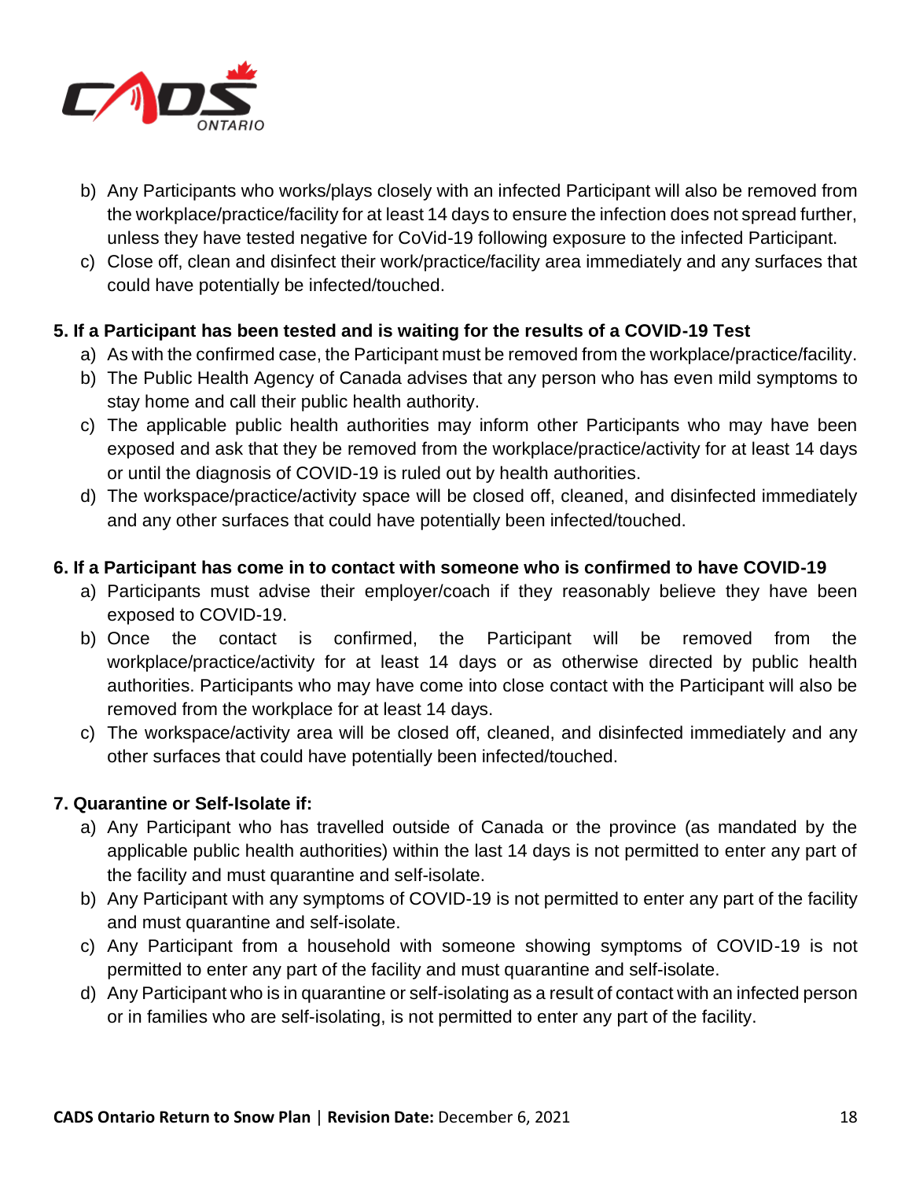b) Any Participants who works/plays closely with an infected Participant will also be removed from the workplace/practice/facility for at least 14 days to ensure the infection does not spread further, unless they have tested negative for CoVid-19 following exposure to the infected Participant.
c) Close off, clean and disinfect their work/practice/facility area immediately and any surfaces that could have potentially be infected/touched.

**5. If a Participant has been tested and is waiting for the results of a COVID-19 Test**

a) As with the confirmed case, the Participant must be removed from the workplace/practice/facility.
b) The Public Health Agency of Canada advises that any person who has even mild symptoms to stay home and call their public health authority.
c) The applicable public health authorities may inform other Participants who may have been exposed and ask that they be removed from the workplace/practice/activity for at least 14 days or until the diagnosis of COVID-19 is ruled out by health authorities.
d) The workspace/practice/activity space will be closed off, cleaned, and disinfected immediately and any other surfaces that could have potentially been infected/touched.

**6. If a Participant has come in to contact with someone who is confirmed to have COVID-19**

a) Participants must advise their employer/coach if they reasonably believe they have been exposed to COVID-19.
b) Once the contact is confirmed, the Participant will be removed from the workplace/practice/activity for at least 14 days or as otherwise directed by public health authorities. Participants who may have come into close contact with the Participant will also be removed from the workplace for at least 14 days.
c) The workspace/activity area will be closed off, cleaned, and disinfected immediately and any other surfaces that could have potentially been infected/touched.

**7. Quarantine or Self-Isolate if:**

a) Any Participant who has travelled outside of Canada or the province (as mandated by the applicable public health authorities) within the last 14 days is not permitted to enter any part of the facility and must quarantine and self-isolate.
b) Any Participant with any symptoms of COVID-19 is not permitted to enter any part of the facility and must quarantine and self-isolate.
c) Any Participant from a household with someone showing symptoms of COVID-19 is not permitted to enter any part of the facility and must quarantine and self-isolate.
d) Any Participant who is in quarantine or self-isolating as a result of contact with an infected person or in families who are self-isolating, is not permitted to enter any part of the facility.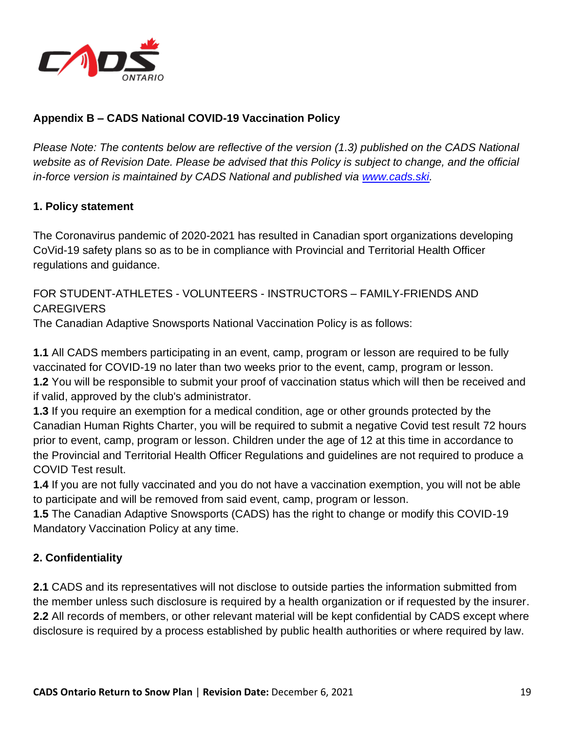## Appendix B – CADS National COVID-19 Vaccination Policy

*Please Note: The contents below are reflective of the version (1.3) published on the CADS National website as of Revision Date. Please be advised that this Policy is subject to change, and the official in-force version is maintained by CADS National and published via [www.cads.ski](http://www.cads.ski).*

### 1. Policy statement

The Coronavirus pandemic of 2020-2021 has resulted in Canadian sport organizations developing CoVid-19 safety plans so as to be in compliance with Provincial and Territorial Health Officer regulations and guidance.

FOR STUDENT-ATHLETES - VOLUNTEERS - INSTRUCTORS – FAMILY-FRIENDS AND CAREGIVERS
The Canadian Adaptive Snowsports National Vaccination Policy is as follows:

**1.1** All CADS members participating in an event, camp, program or lesson are required to be fully vaccinated for COVID-19 no later than two weeks prior to the event, camp, program or lesson.
**1.2** You will be responsible to submit your proof of vaccination status which will then be received and if valid, approved by the club's administrator.
**1.3** If you require an exemption for a medical condition, age or other grounds protected by the Canadian Human Rights Charter, you will be required to submit a negative Covid test result 72 hours prior to event, camp, program or lesson. Children under the age of 12 at this time in accordance to the Provincial and Territorial Health Officer Regulations and guidelines are not required to produce a COVID Test result.
**1.4** If you are not fully vaccinated and you do not have a vaccination exemption, you will not be able to participate and will be removed from said event, camp, program or lesson.
**1.5** The Canadian Adaptive Snowsports (CADS) has the right to change or modify this COVID-19 Mandatory Vaccination Policy at any time.

### 2. Confidentiality

**2.1** CADS and its representatives will not disclose to outside parties the information submitted from the member unless such disclosure is required by a health organization or if requested by the insurer.
**2.2** All records of members, or other relevant material will be kept confidential by CADS except where disclosure is required by a process established by public health authorities or where required by law.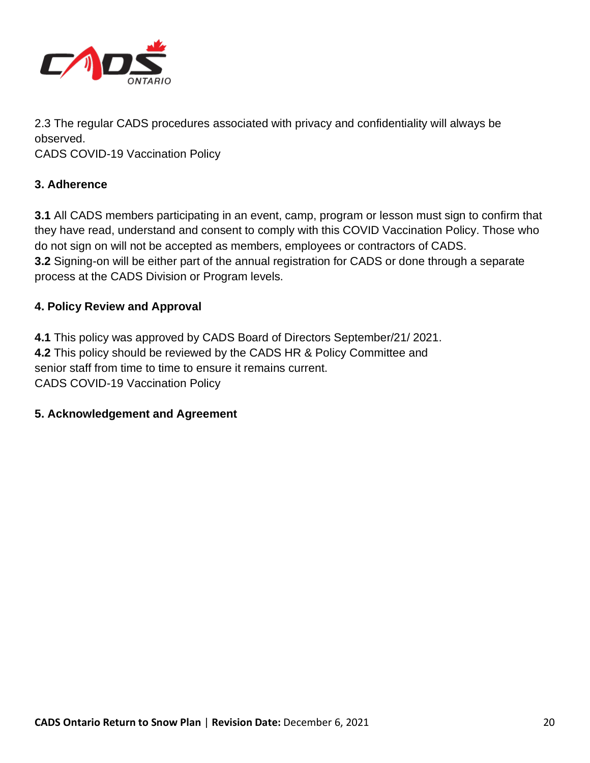2.3 The regular CADS procedures associated with privacy and confidentiality will always be observed.
CADS COVID-19 Vaccination Policy

### 3. Adherence

**3.1** All CADS members participating in an event, camp, program or lesson must sign to confirm that they have read, understand and consent to comply with this COVID Vaccination Policy. Those who do not sign on will not be accepted as members, employees or contractors of CADS.
**3.2** Signing-on will be either part of the annual registration for CADS or done through a separate process at the CADS Division or Program levels.

### 4. Policy Review and Approval

**4.1** This policy was approved by CADS Board of Directors September/21/ 2021.
**4.2** This policy should be reviewed by the CADS HR & Policy Committee and senior staff from time to time to ensure it remains current.
CADS COVID-19 Vaccination Policy

### 5. Acknowledgement and Agreement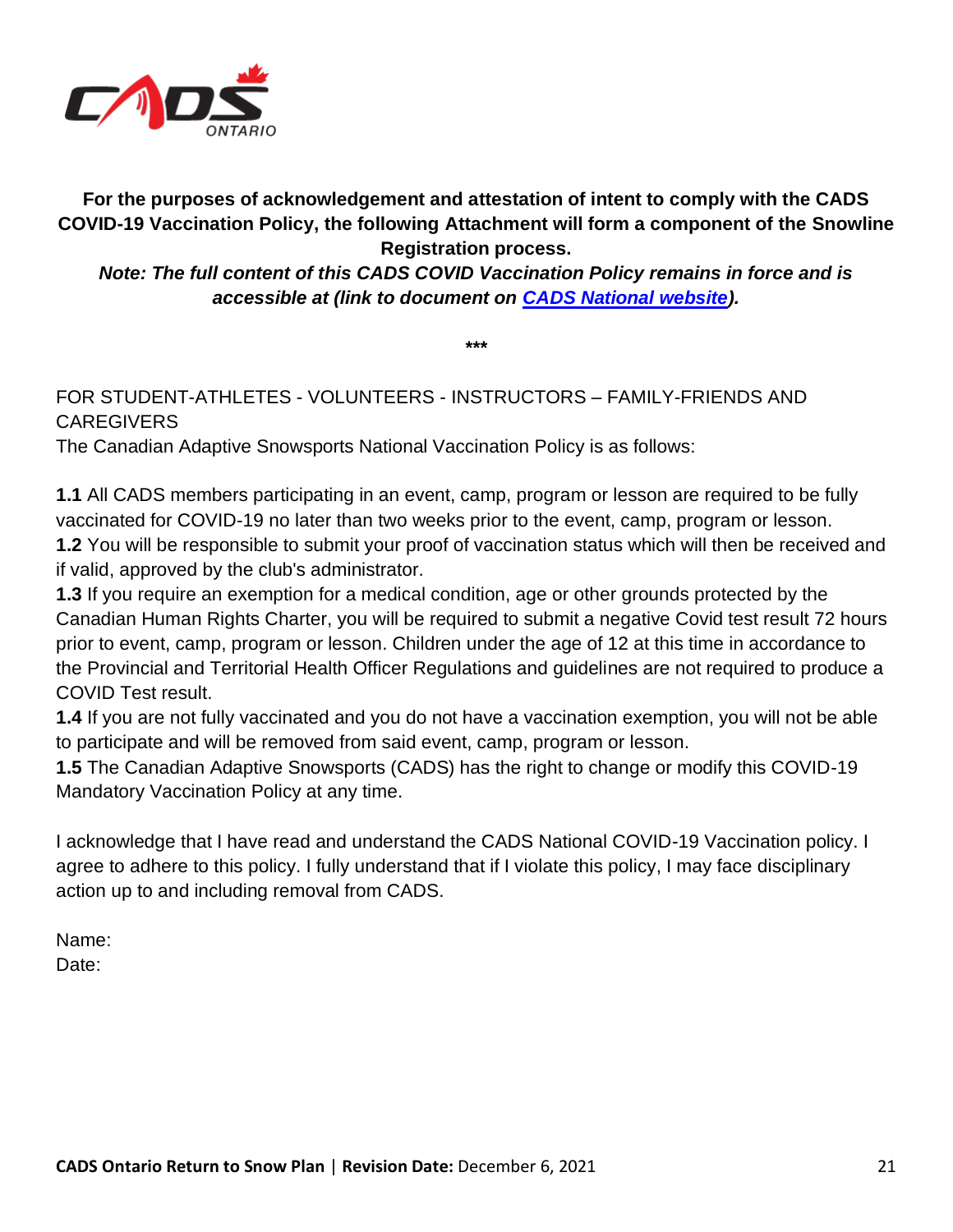**For the purposes of acknowledgement and attestation of intent to comply with the CADS COVID-19 Vaccination Policy, the following Attachment will form a component of the Snowline Registration process.**

***Note: The full content of this CADS COVID Vaccination Policy remains in force and is accessible at (link to document on CADS National website).***

***

FOR STUDENT-ATHLETES - VOLUNTEERS - INSTRUCTORS – FAMILY-FRIENDS AND CAREGIVERS

The Canadian Adaptive Snowsports National Vaccination Policy is as follows:

**1.1** All CADS members participating in an event, camp, program or lesson are required to be fully vaccinated for COVID-19 no later than two weeks prior to the event, camp, program or lesson.
**1.2** You will be responsible to submit your proof of vaccination status which will then be received and if valid, approved by the club's administrator.
**1.3** If you require an exemption for a medical condition, age or other grounds protected by the Canadian Human Rights Charter, you will be required to submit a negative Covid test result 72 hours prior to event, camp, program or lesson. Children under the age of 12 at this time in accordance to the Provincial and Territorial Health Officer Regulations and guidelines are not required to produce a COVID Test result.
**1.4** If you are not fully vaccinated and you do not have a vaccination exemption, you will not be able to participate and will be removed from said event, camp, program or lesson.
**1.5** The Canadian Adaptive Snowsports (CADS) has the right to change or modify this COVID-19 Mandatory Vaccination Policy at any time.

I acknowledge that I have read and understand the CADS National COVID-19 Vaccination policy. I agree to adhere to this policy. I fully understand that if I violate this policy, I may face disciplinary action up to and including removal from CADS.

Name:
Date: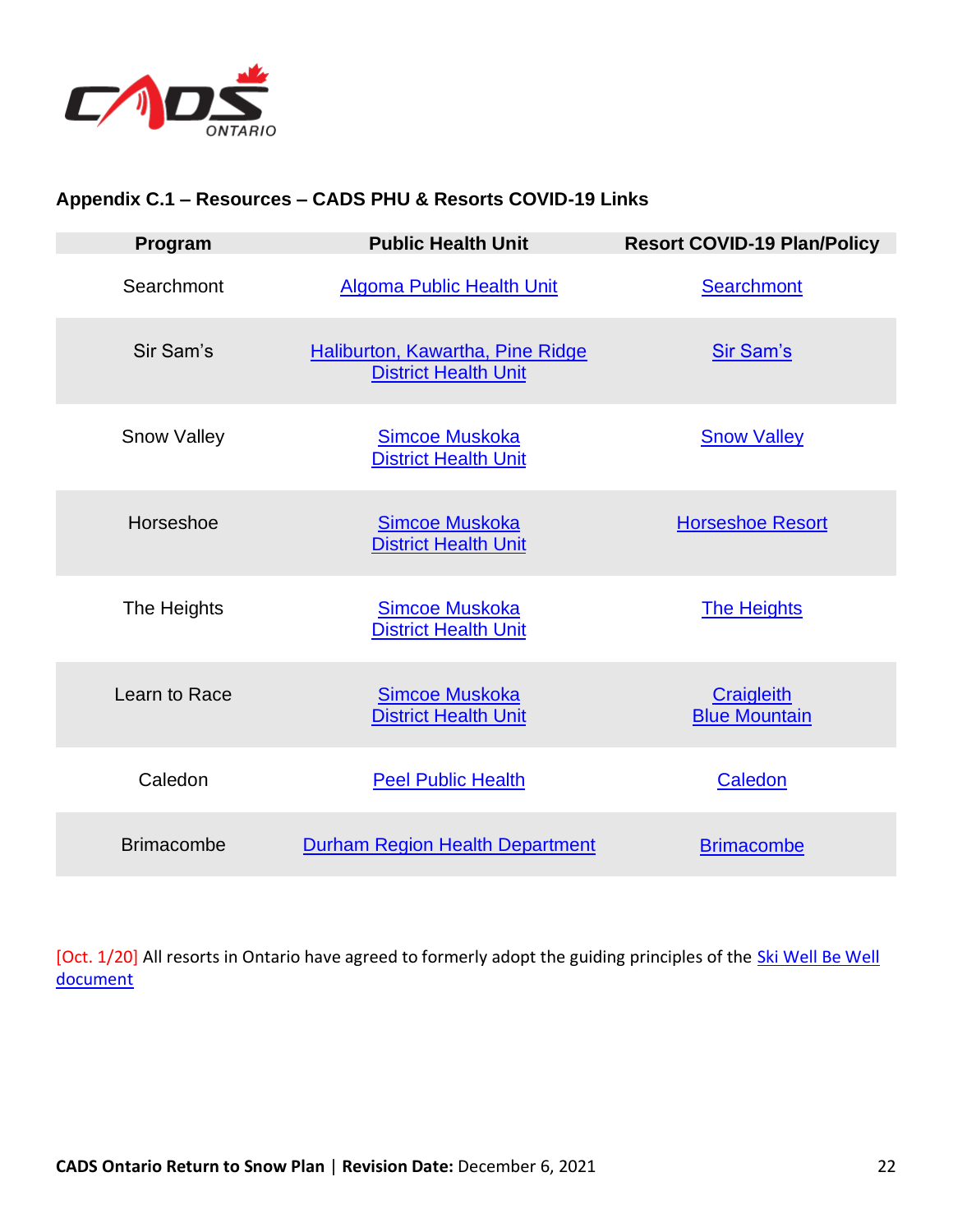### Appendix C.1 – Resources – CADS PHU & Resorts COVID-19 Links

| Program | Public Health Unit | Resort COVID-19 Plan/Policy |
|---|---|---|
| Searchmont | Algoma Public Health Unit | Searchmont |
| Sir Sam's | Haliburton, Kawartha, Pine Ridge District Health Unit | Sir Sam's |
| Snow Valley | Simcoe Muskoka District Health Unit | Snow Valley |
| Horseshoe | Simcoe Muskoka District Health Unit | Horseshoe Resort |
| The Heights | Simcoe Muskoka District Health Unit | The Heights |
| Learn to Race | Simcoe Muskoka District Health Unit | Craigleith Blue Mountain |
| Caledon | Peel Public Health | Caledon |
| Brimacombe | Durham Region Health Department | Brimacombe |

[Oct. 1/20] All resorts in Ontario have agreed to formerly adopt the guiding principles of the Ski Well Be Well document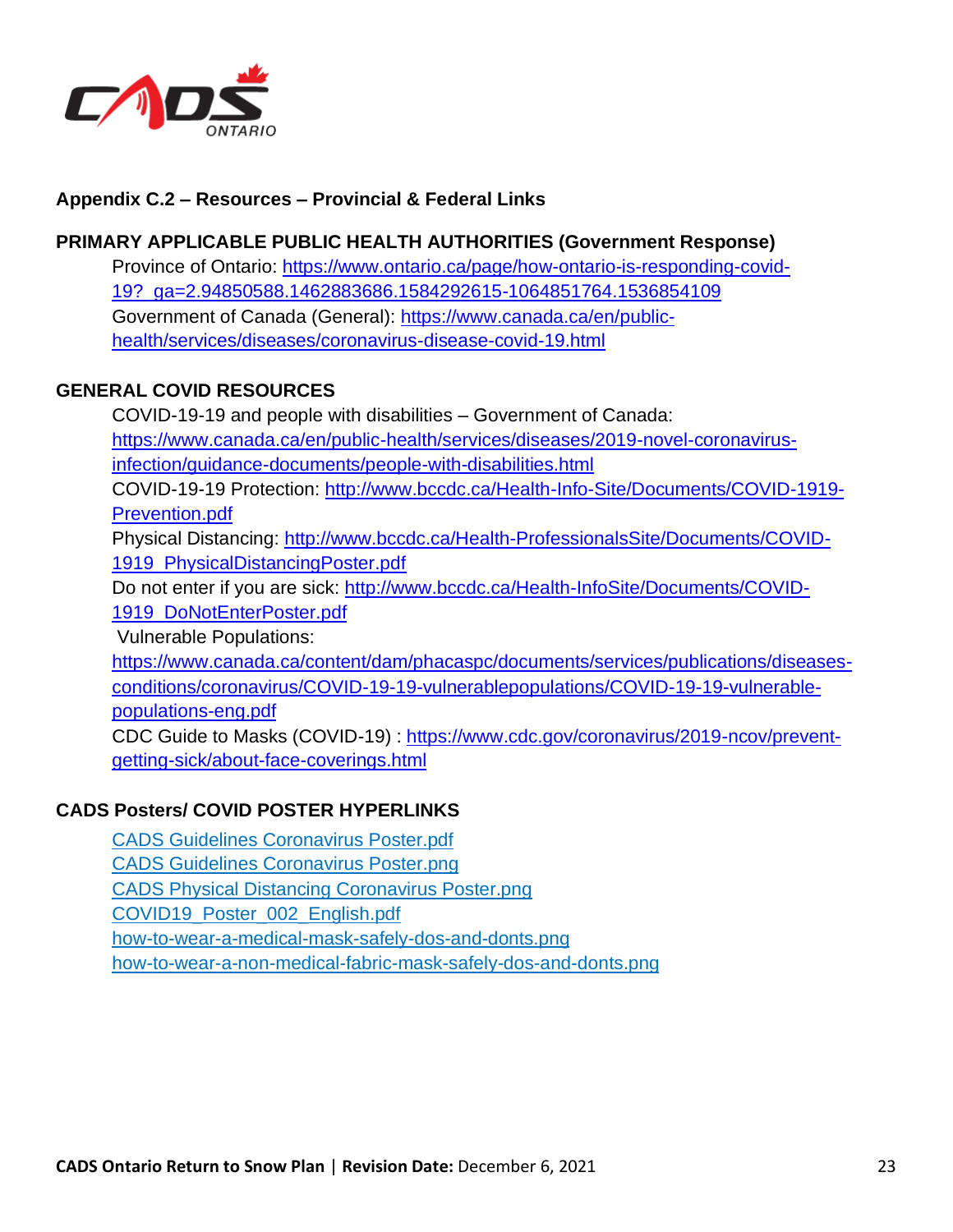## Appendix C.2 – Resources – Provincial & Federal Links

### PRIMARY APPLICABLE PUBLIC HEALTH AUTHORITIES (Government Response)

Province of Ontario: https://www.ontario.ca/page/how-ontario-is-responding-covid-19?_ga=2.94850588.1462883686.1584292615-1064851764.1536854109

Government of Canada (General): https://www.canada.ca/en/public-health/services/diseases/coronavirus-disease-covid-19.html

### GENERAL COVID RESOURCES

COVID-19-19 and people with disabilities – Government of Canada: https://www.canada.ca/en/public-health/services/diseases/2019-novel-coronavirus-infection/guidance-documents/people-with-disabilities.html

COVID-19-19 Protection: http://www.bccdc.ca/Health-Info-Site/Documents/COVID-1919-Prevention.pdf

Physical Distancing: http://www.bccdc.ca/Health-ProfessionalsSite/Documents/COVID-1919_PhysicalDistancingPoster.pdf

Do not enter if you are sick: http://www.bccdc.ca/Health-InfoSite/Documents/COVID-1919_DoNotEnterPoster.pdf

Vulnerable Populations: https://www.canada.ca/content/dam/phacaspc/documents/services/publications/diseases-conditions/coronavirus/COVID-19-19-vulnerablepopulations/COVID-19-19-vulnerable-populations-eng.pdf

CDC Guide to Masks (COVID-19) : https://www.cdc.gov/coronavirus/2019-ncov/prevent-getting-sick/about-face-coverings.html

### CADS Posters/ COVID POSTER HYPERLINKS

CADS Guidelines Coronavirus Poster.pdf
CADS Guidelines Coronavirus Poster.png
CADS Physical Distancing Coronavirus Poster.png
COVID19_Poster_002_English.pdf
how-to-wear-a-medical-mask-safely-dos-and-donts.png
how-to-wear-a-non-medical-fabric-mask-safely-dos-and-donts.png